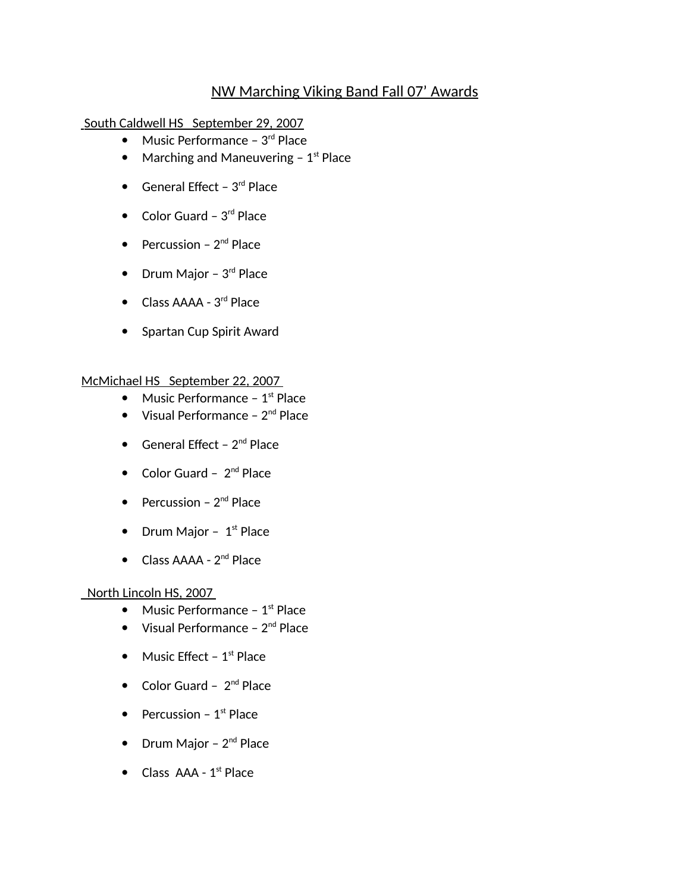# NW Marching Viking Band Fall 07' Awards

South Caldwell HS September 29, 2007

- Music Performance – 3rd Place
- Marching and Maneuvering – 1st Place
- General Effect – 3rd Place
- Color Guard – 3rd Place
- Percussion – 2nd Place
- Drum Major – 3rd Place
- Class AAAA - 3rd Place
- Spartan Cup Spirit Award

McMichael HS September 22, 2007

- Music Performance – 1st Place
- Visual Performance – 2nd Place
- General Effect – 2nd Place
- Color Guard – 2nd Place
- Percussion – 2nd Place
- Drum Major – 1st Place
- Class AAAA - 2nd Place

North Lincoln HS, 2007

- Music Performance – 1st Place
- Visual Performance – 2nd Place
- Music Effect – 1st Place
- Color Guard – 2nd Place
- Percussion – 1st Place
- Drum Major – 2nd Place
- Class AAA - 1st Place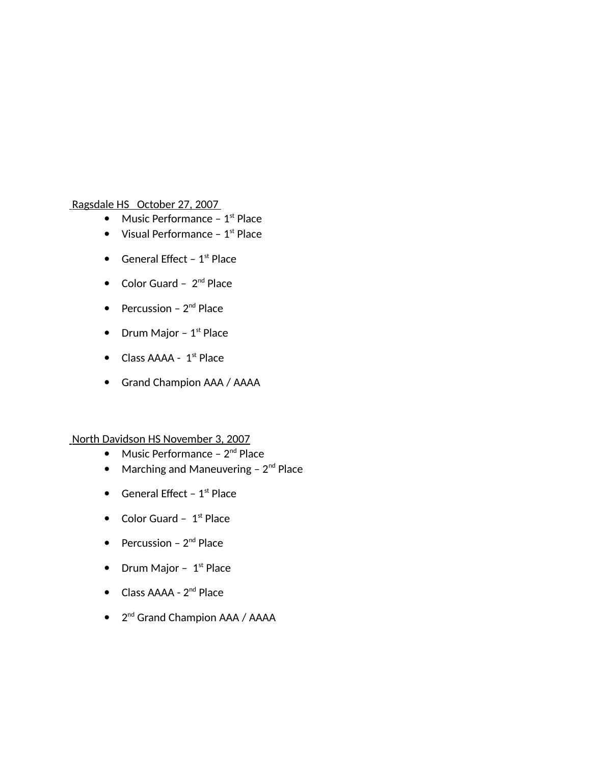Ragsdale HS   October 27, 2007

- Music Performance – 1st Place
- Visual Performance – 1st Place
- General Effect – 1st Place
- Color Guard –  2nd Place
- Percussion – 2nd Place
- Drum Major – 1st Place
- Class AAAA -  1st Place
- Grand Champion AAA / AAAA

North Davidson HS November 3, 2007

- Music Performance – 2nd Place
- Marching and Maneuvering – 2nd Place
- General Effect – 1st Place
- Color Guard –  1st Place
- Percussion – 2nd Place
- Drum Major –  1st Place
- Class AAAA - 2nd Place
- 2nd Grand Champion AAA / AAAA